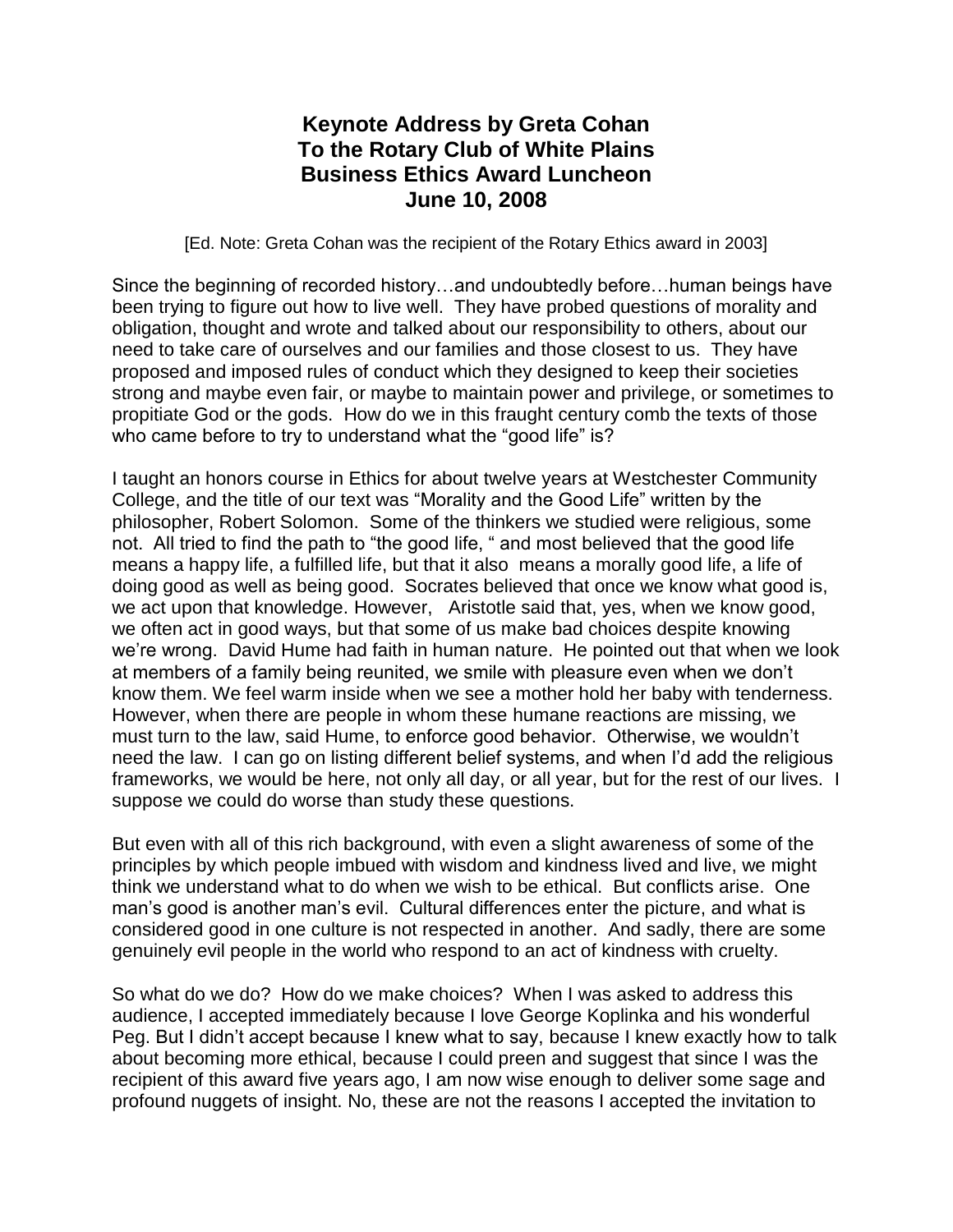# Keynote Address by Greta Cohan
# To the Rotary Club of White Plains
# Business Ethics Award Luncheon
# June 10, 2008

[Ed. Note: Greta Cohan was the recipient of the Rotary Ethics award in 2003]

Since the beginning of recorded history…and undoubtedly before…human beings have been trying to figure out how to live well. They have probed questions of morality and obligation, thought and wrote and talked about our responsibility to others, about our need to take care of ourselves and our families and those closest to us. They have proposed and imposed rules of conduct which they designed to keep their societies strong and maybe even fair, or maybe to maintain power and privilege, or sometimes to propitiate God or the gods. How do we in this fraught century comb the texts of those who came before to try to understand what the "good life" is?

I taught an honors course in Ethics for about twelve years at Westchester Community College, and the title of our text was "Morality and the Good Life" written by the philosopher, Robert Solomon. Some of the thinkers we studied were religious, some not. All tried to find the path to "the good life, " and most believed that the good life means a happy life, a fulfilled life, but that it also means a morally good life, a life of doing good as well as being good. Socrates believed that once we know what good is, we act upon that knowledge. However, Aristotle said that, yes, when we know good, we often act in good ways, but that some of us make bad choices despite knowing we're wrong. David Hume had faith in human nature. He pointed out that when we look at members of a family being reunited, we smile with pleasure even when we don't know them. We feel warm inside when we see a mother hold her baby with tenderness. However, when there are people in whom these humane reactions are missing, we must turn to the law, said Hume, to enforce good behavior. Otherwise, we wouldn't need the law. I can go on listing different belief systems, and when I'd add the religious frameworks, we would be here, not only all day, or all year, but for the rest of our lives. I suppose we could do worse than study these questions.

But even with all of this rich background, with even a slight awareness of some of the principles by which people imbued with wisdom and kindness lived and live, we might think we understand what to do when we wish to be ethical. But conflicts arise. One man's good is another man's evil. Cultural differences enter the picture, and what is considered good in one culture is not respected in another. And sadly, there are some genuinely evil people in the world who respond to an act of kindness with cruelty.

So what do we do? How do we make choices? When I was asked to address this audience, I accepted immediately because I love George Koplinka and his wonderful Peg. But I didn't accept because I knew what to say, because I knew exactly how to talk about becoming more ethical, because I could preen and suggest that since I was the recipient of this award five years ago, I am now wise enough to deliver some sage and profound nuggets of insight. No, these are not the reasons I accepted the invitation to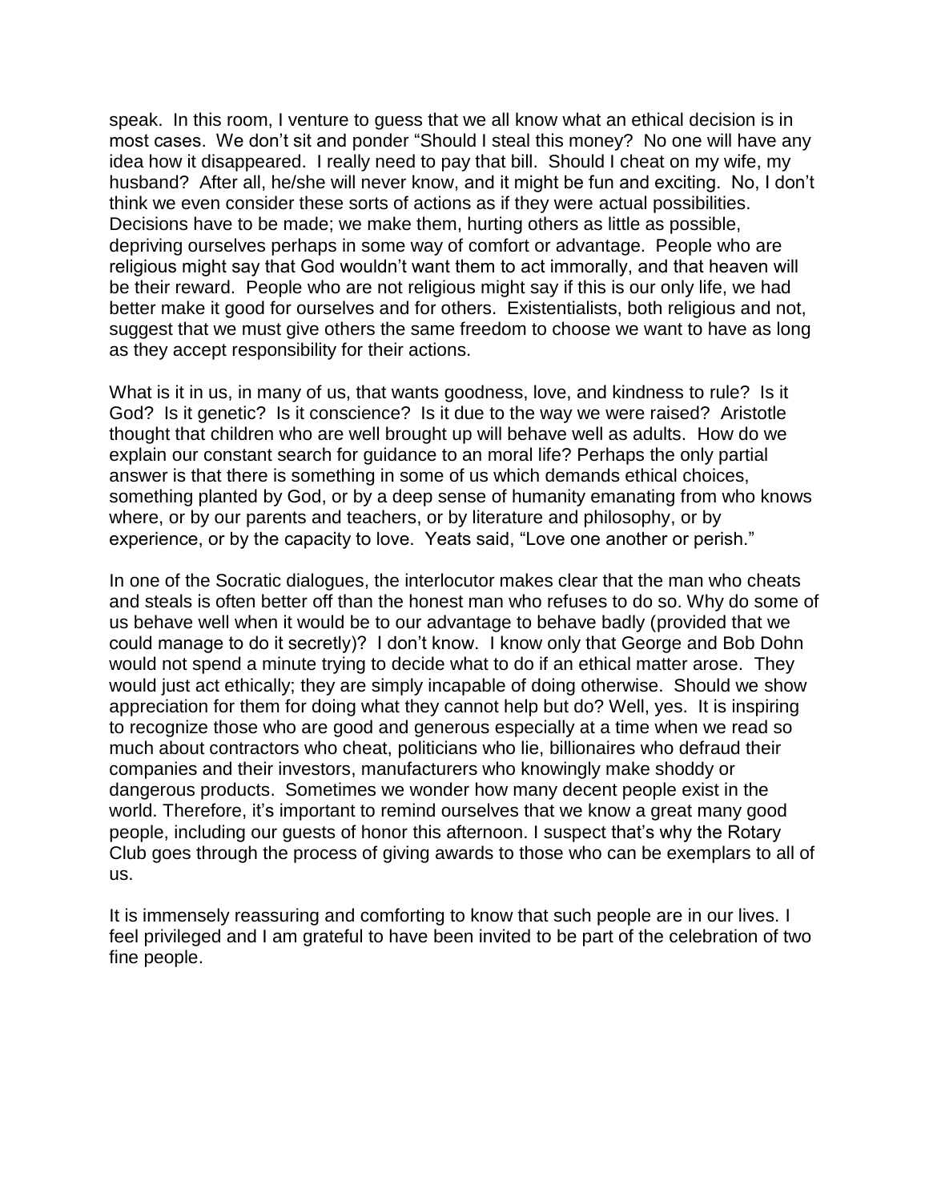speak. In this room, I venture to guess that we all know what an ethical decision is in most cases. We don't sit and ponder "Should I steal this money? No one will have any idea how it disappeared. I really need to pay that bill. Should I cheat on my wife, my husband? After all, he/she will never know, and it might be fun and exciting. No, I don't think we even consider these sorts of actions as if they were actual possibilities. Decisions have to be made; we make them, hurting others as little as possible, depriving ourselves perhaps in some way of comfort or advantage. People who are religious might say that God wouldn't want them to act immorally, and that heaven will be their reward. People who are not religious might say if this is our only life, we had better make it good for ourselves and for others. Existentialists, both religious and not, suggest that we must give others the same freedom to choose we want to have as long as they accept responsibility for their actions.

What is it in us, in many of us, that wants goodness, love, and kindness to rule? Is it God? Is it genetic? Is it conscience? Is it due to the way we were raised? Aristotle thought that children who are well brought up will behave well as adults. How do we explain our constant search for guidance to an moral life? Perhaps the only partial answer is that there is something in some of us which demands ethical choices, something planted by God, or by a deep sense of humanity emanating from who knows where, or by our parents and teachers, or by literature and philosophy, or by experience, or by the capacity to love. Yeats said, "Love one another or perish."

In one of the Socratic dialogues, the interlocutor makes clear that the man who cheats and steals is often better off than the honest man who refuses to do so. Why do some of us behave well when it would be to our advantage to behave badly (provided that we could manage to do it secretly)? I don't know. I know only that George and Bob Dohn would not spend a minute trying to decide what to do if an ethical matter arose. They would just act ethically; they are simply incapable of doing otherwise. Should we show appreciation for them for doing what they cannot help but do? Well, yes. It is inspiring to recognize those who are good and generous especially at a time when we read so much about contractors who cheat, politicians who lie, billionaires who defraud their companies and their investors, manufacturers who knowingly make shoddy or dangerous products. Sometimes we wonder how many decent people exist in the world. Therefore, it's important to remind ourselves that we know a great many good people, including our guests of honor this afternoon. I suspect that's why the Rotary Club goes through the process of giving awards to those who can be exemplars to all of us.

It is immensely reassuring and comforting to know that such people are in our lives. I feel privileged and I am grateful to have been invited to be part of the celebration of two fine people.